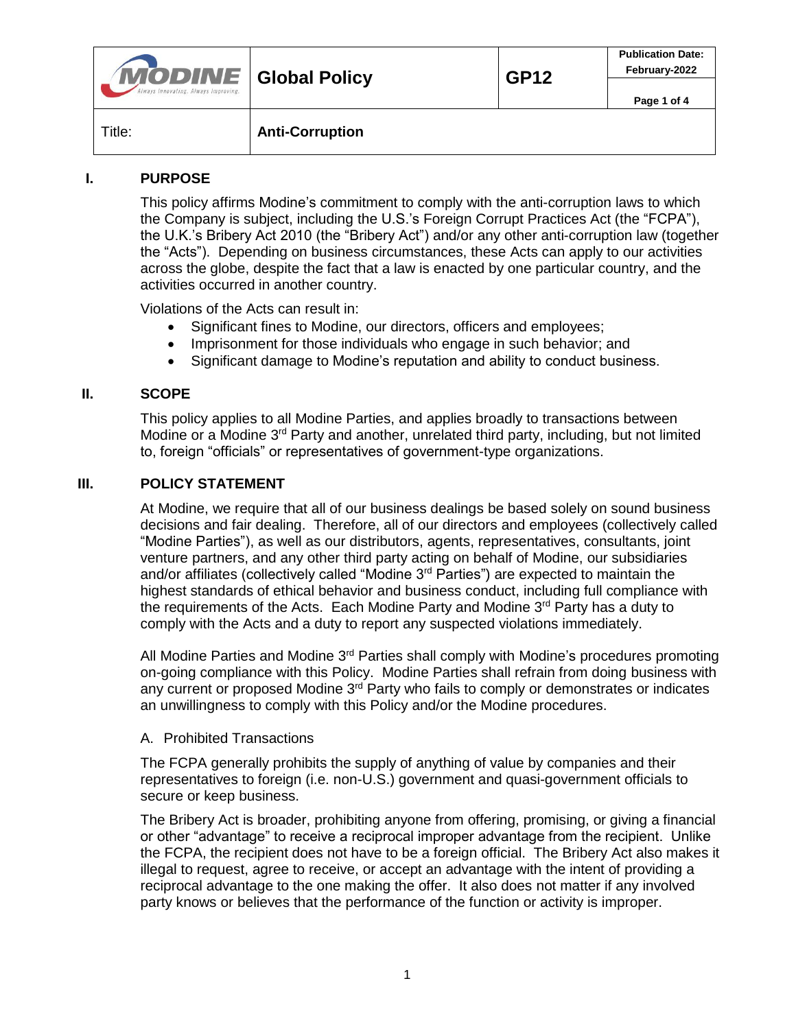| Modine – Always Innovating. Always Improving. | Global Policy | GP12 | Publication Date: February-2022 |
|---|---|---|---|
| Title: | Anti-Corruption | | |

## I. PURPOSE

This policy affirms Modine's commitment to comply with the anti-corruption laws to which the Company is subject, including the U.S.'s Foreign Corrupt Practices Act (the "FCPA"), the U.K.'s Bribery Act 2010 (the "Bribery Act") and/or any other anti-corruption law (together the "Acts"). Depending on business circumstances, these Acts can apply to our activities across the globe, despite the fact that a law is enacted by one particular country, and the activities occurred in another country.

Violations of the Acts can result in:

- Significant fines to Modine, our directors, officers and employees;
- Imprisonment for those individuals who engage in such behavior; and
- Significant damage to Modine's reputation and ability to conduct business.

## II. SCOPE

This policy applies to all Modine Parties, and applies broadly to transactions between Modine or a Modine 3rd Party and another, unrelated third party, including, but not limited to, foreign "officials" or representatives of government-type organizations.

## III. POLICY STATEMENT

At Modine, we require that all of our business dealings be based solely on sound business decisions and fair dealing. Therefore, all of our directors and employees (collectively called "Modine Parties"), as well as our distributors, agents, representatives, consultants, joint venture partners, and any other third party acting on behalf of Modine, our subsidiaries and/or affiliates (collectively called "Modine 3rd Parties") are expected to maintain the highest standards of ethical behavior and business conduct, including full compliance with the requirements of the Acts. Each Modine Party and Modine 3rd Party has a duty to comply with the Acts and a duty to report any suspected violations immediately.

All Modine Parties and Modine 3rd Parties shall comply with Modine's procedures promoting on-going compliance with this Policy. Modine Parties shall refrain from doing business with any current or proposed Modine 3rd Party who fails to comply or demonstrates or indicates an unwillingness to comply with this Policy and/or the Modine procedures.

### A. Prohibited Transactions

The FCPA generally prohibits the supply of anything of value by companies and their representatives to foreign (i.e. non-U.S.) government and quasi-government officials to secure or keep business.

The Bribery Act is broader, prohibiting anyone from offering, promising, or giving a financial or other "advantage" to receive a reciprocal improper advantage from the recipient. Unlike the FCPA, the recipient does not have to be a foreign official. The Bribery Act also makes it illegal to request, agree to receive, or accept an advantage with the intent of providing a reciprocal advantage to the one making the offer. It also does not matter if any involved party knows or believes that the performance of the function or activity is improper.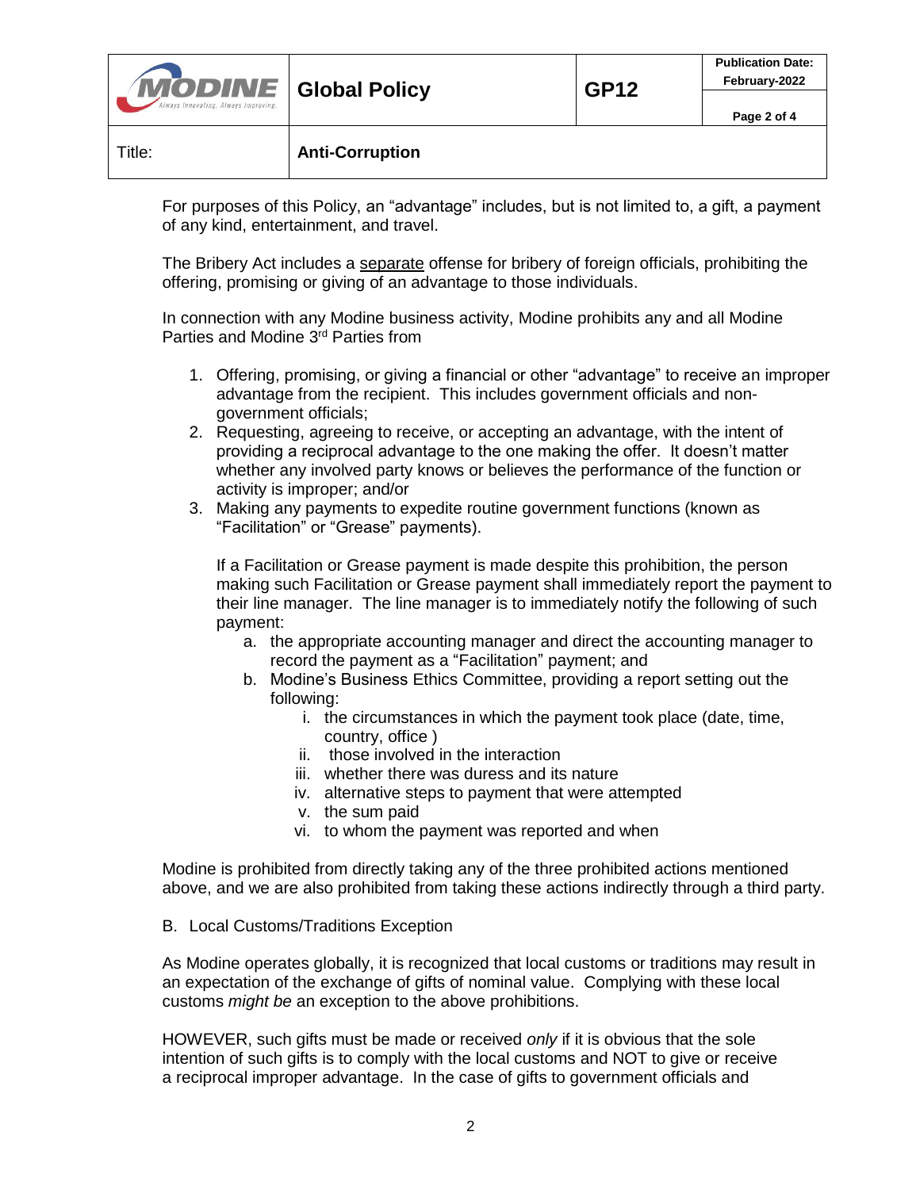For purposes of this Policy, an "advantage" includes, but is not limited to, a gift, a payment of any kind, entertainment, and travel.

The Bribery Act includes a <u>separate</u> offense for bribery of foreign officials, prohibiting the offering, promising or giving of an advantage to those individuals.

In connection with any Modine business activity, Modine prohibits any and all Modine Parties and Modine 3rd Parties from

1. Offering, promising, or giving a financial or other "advantage" to receive an improper advantage from the recipient. This includes government officials and non-government officials;
2. Requesting, agreeing to receive, or accepting an advantage, with the intent of providing a reciprocal advantage to the one making the offer. It doesn't matter whether any involved party knows or believes the performance of the function or activity is improper; and/or
3. Making any payments to expedite routine government functions (known as "Facilitation" or "Grease" payments).

   If a Facilitation or Grease payment is made despite this prohibition, the person making such Facilitation or Grease payment shall immediately report the payment to their line manager. The line manager is to immediately notify the following of such payment:

   a. the appropriate accounting manager and direct the accounting manager to record the payment as a "Facilitation" payment; and
   b. Modine's Business Ethics Committee, providing a report setting out the following:
      i. the circumstances in which the payment took place (date, time, country, office )
      ii. those involved in the interaction
      iii. whether there was duress and its nature
      iv. alternative steps to payment that were attempted
      v. the sum paid
      vi. to whom the payment was reported and when

Modine is prohibited from directly taking any of the three prohibited actions mentioned above, and we are also prohibited from taking these actions indirectly through a third party.

B. Local Customs/Traditions Exception

As Modine operates globally, it is recognized that local customs or traditions may result in an expectation of the exchange of gifts of nominal value. Complying with these local customs *might be* an exception to the above prohibitions.

HOWEVER, such gifts must be made or received *only* if it is obvious that the sole intention of such gifts is to comply with the local customs and NOT to give or receive a reciprocal improper advantage. In the case of gifts to government officials and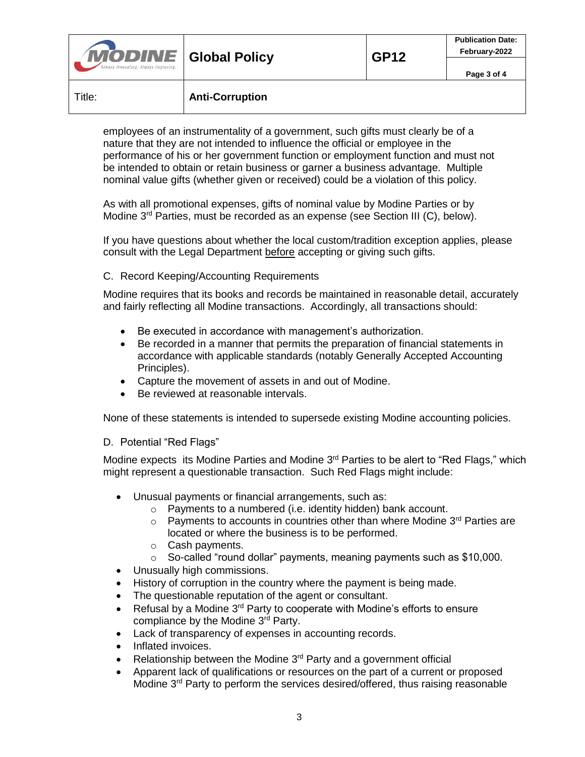employees of an instrumentality of a government, such gifts must clearly be of a nature that they are not intended to influence the official or employee in the performance of his or her government function or employment function and must not be intended to obtain or retain business or garner a business advantage. Multiple nominal value gifts (whether given or received) could be a violation of this policy.

As with all promotional expenses, gifts of nominal value by Modine Parties or by Modine 3rd Parties, must be recorded as an expense (see Section III (C), below).

If you have questions about whether the local custom/tradition exception applies, please consult with the Legal Department before accepting or giving such gifts.

C. Record Keeping/Accounting Requirements

Modine requires that its books and records be maintained in reasonable detail, accurately and fairly reflecting all Modine transactions. Accordingly, all transactions should:

- Be executed in accordance with management's authorization.
- Be recorded in a manner that permits the preparation of financial statements in accordance with applicable standards (notably Generally Accepted Accounting Principles).
- Capture the movement of assets in and out of Modine.
- Be reviewed at reasonable intervals.

None of these statements is intended to supersede existing Modine accounting policies.

D. Potential "Red Flags"

Modine expects its Modine Parties and Modine 3rd Parties to be alert to "Red Flags," which might represent a questionable transaction. Such Red Flags might include:

- Unusual payments or financial arrangements, such as:
  - Payments to a numbered (i.e. identity hidden) bank account.
  - Payments to accounts in countries other than where Modine 3rd Parties are located or where the business is to be performed.
  - Cash payments.
  - So-called "round dollar" payments, meaning payments such as $10,000.
- Unusually high commissions.
- History of corruption in the country where the payment is being made.
- The questionable reputation of the agent or consultant.
- Refusal by a Modine 3rd Party to cooperate with Modine's efforts to ensure compliance by the Modine 3rd Party.
- Lack of transparency of expenses in accounting records.
- Inflated invoices.
- Relationship between the Modine 3rd Party and a government official
- Apparent lack of qualifications or resources on the part of a current or proposed Modine 3rd Party to perform the services desired/offered, thus raising reasonable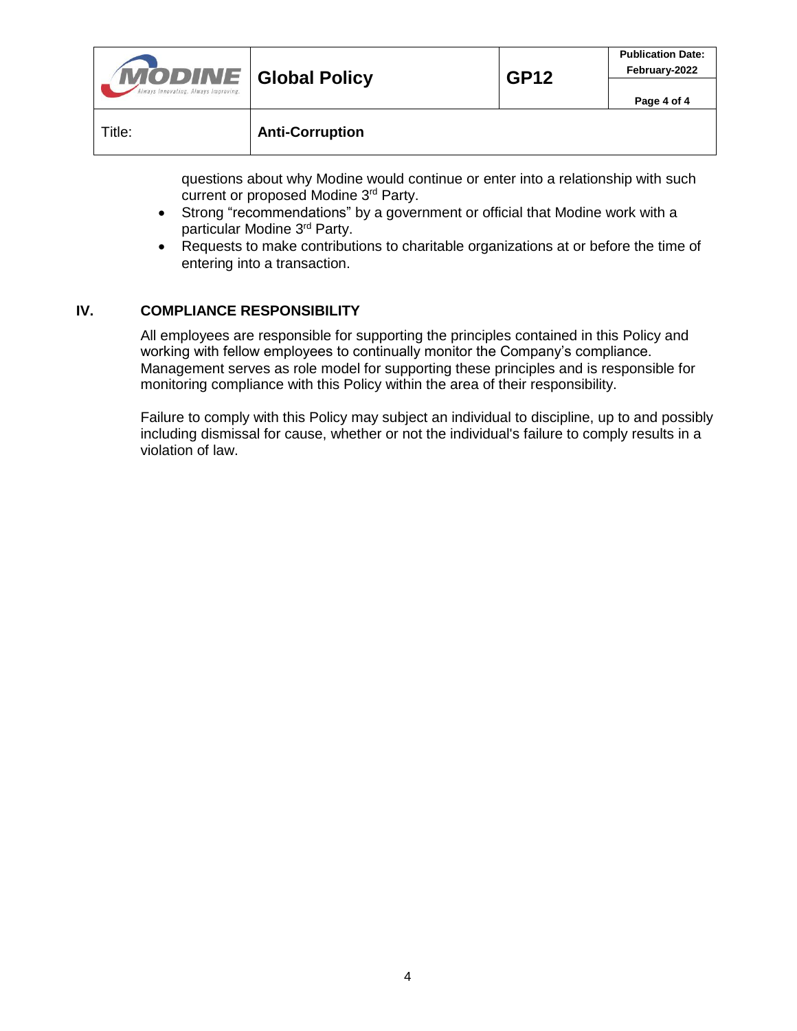questions about why Modine would continue or enter into a relationship with such current or proposed Modine 3rd Party.

- Strong "recommendations" by a government or official that Modine work with a particular Modine 3rd Party.
- Requests to make contributions to charitable organizations at or before the time of entering into a transaction.

## IV. COMPLIANCE RESPONSIBILITY

All employees are responsible for supporting the principles contained in this Policy and working with fellow employees to continually monitor the Company's compliance. Management serves as role model for supporting these principles and is responsible for monitoring compliance with this Policy within the area of their responsibility.

Failure to comply with this Policy may subject an individual to discipline, up to and possibly including dismissal for cause, whether or not the individual's failure to comply results in a violation of law.